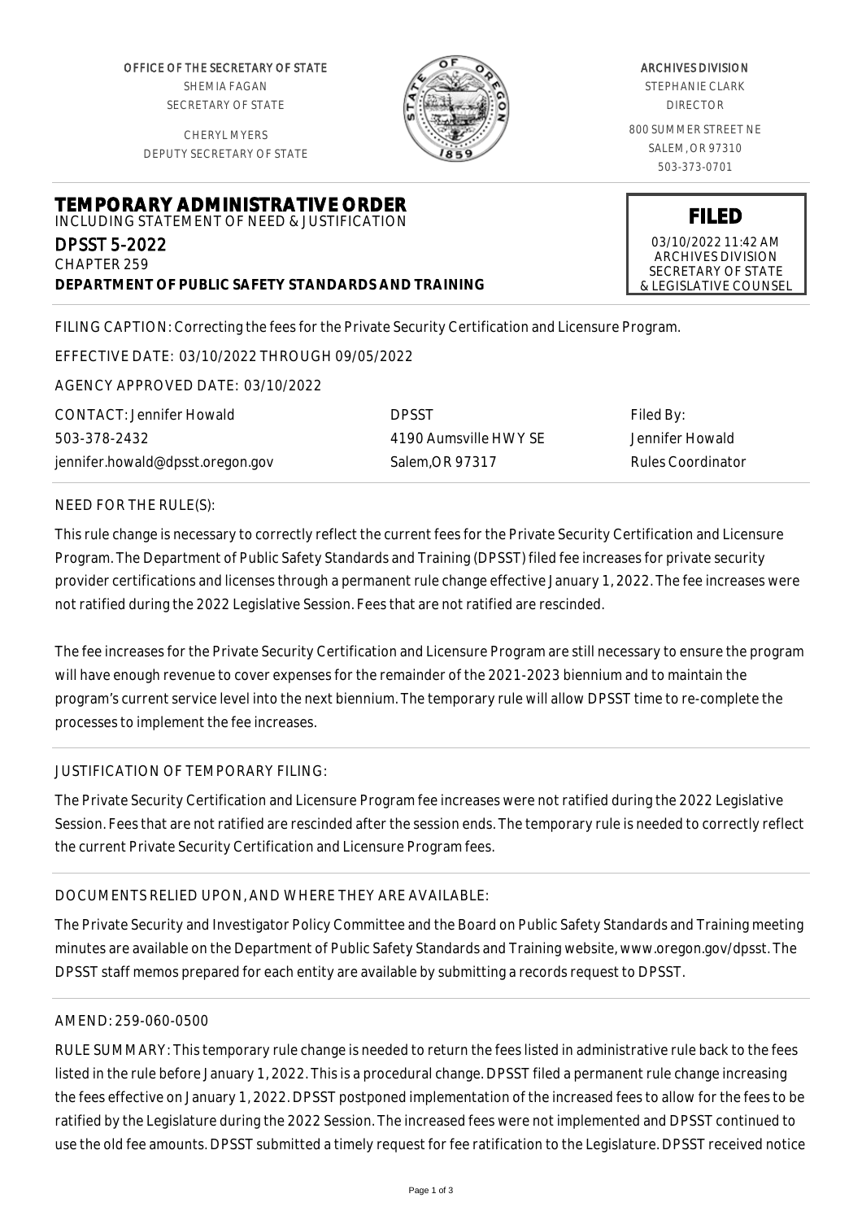OFFICE OF THE SECRETARY OF STATE
SHEMIA FAGAN
SECRETARY OF STATE

CHERYL MYERS
DEPUTY SECRETARY OF STATE

ARCHIVES DIVISION
STEPHANIE CLARK
DIRECTOR

800 SUMMER STREET NE
SALEM, OR 97310
503-373-0701

# TEMPORARY ADMINISTRATIVE ORDER

INCLUDING STATEMENT OF NEED & JUSTIFICATION

**FILED**
03/10/2022 11:42 AM
ARCHIVES DIVISION
SECRETARY OF STATE
& LEGISLATIVE COUNSEL

DPSST 5-2022
CHAPTER 259
**DEPARTMENT OF PUBLIC SAFETY STANDARDS AND TRAINING**

FILING CAPTION: Correcting the fees for the Private Security Certification and Licensure Program.

EFFECTIVE DATE: 03/10/2022 THROUGH 09/05/2022

AGENCY APPROVED DATE: 03/10/2022

| CONTACT: Jennifer Howald | DPSST | Filed By: |
|---|---|---|
| 503-378-2432 | 4190 Aumsville HWY SE | Jennifer Howald |
| jennifer.howald@dpsst.oregon.gov | Salem,OR 97317 | Rules Coordinator |

NEED FOR THE RULE(S):

This rule change is necessary to correctly reflect the current fees for the Private Security Certification and Licensure Program. The Department of Public Safety Standards and Training (DPSST) filed fee increases for private security provider certifications and licenses through a permanent rule change effective January 1, 2022. The fee increases were not ratified during the 2022 Legislative Session. Fees that are not ratified are rescinded.

The fee increases for the Private Security Certification and Licensure Program are still necessary to ensure the program will have enough revenue to cover expenses for the remainder of the 2021-2023 biennium and to maintain the program's current service level into the next biennium. The temporary rule will allow DPSST time to re-complete the processes to implement the fee increases.

JUSTIFICATION OF TEMPORARY FILING:

The Private Security Certification and Licensure Program fee increases were not ratified during the 2022 Legislative Session. Fees that are not ratified are rescinded after the session ends. The temporary rule is needed to correctly reflect the current Private Security Certification and Licensure Program fees.

DOCUMENTS RELIED UPON, AND WHERE THEY ARE AVAILABLE:

The Private Security and Investigator Policy Committee and the Board on Public Safety Standards and Training meeting minutes are available on the Department of Public Safety Standards and Training website, www.oregon.gov/dpsst. The DPSST staff memos prepared for each entity are available by submitting a records request to DPSST.

AMEND: 259-060-0500

RULE SUMMARY: This temporary rule change is needed to return the fees listed in administrative rule back to the fees listed in the rule before January 1, 2022. This is a procedural change. DPSST filed a permanent rule change increasing the fees effective on January 1, 2022. DPSST postponed implementation of the increased fees to allow for the fees to be ratified by the Legislature during the 2022 Session. The increased fees were not implemented and DPSST continued to use the old fee amounts. DPSST submitted a timely request for fee ratification to the Legislature. DPSST received notice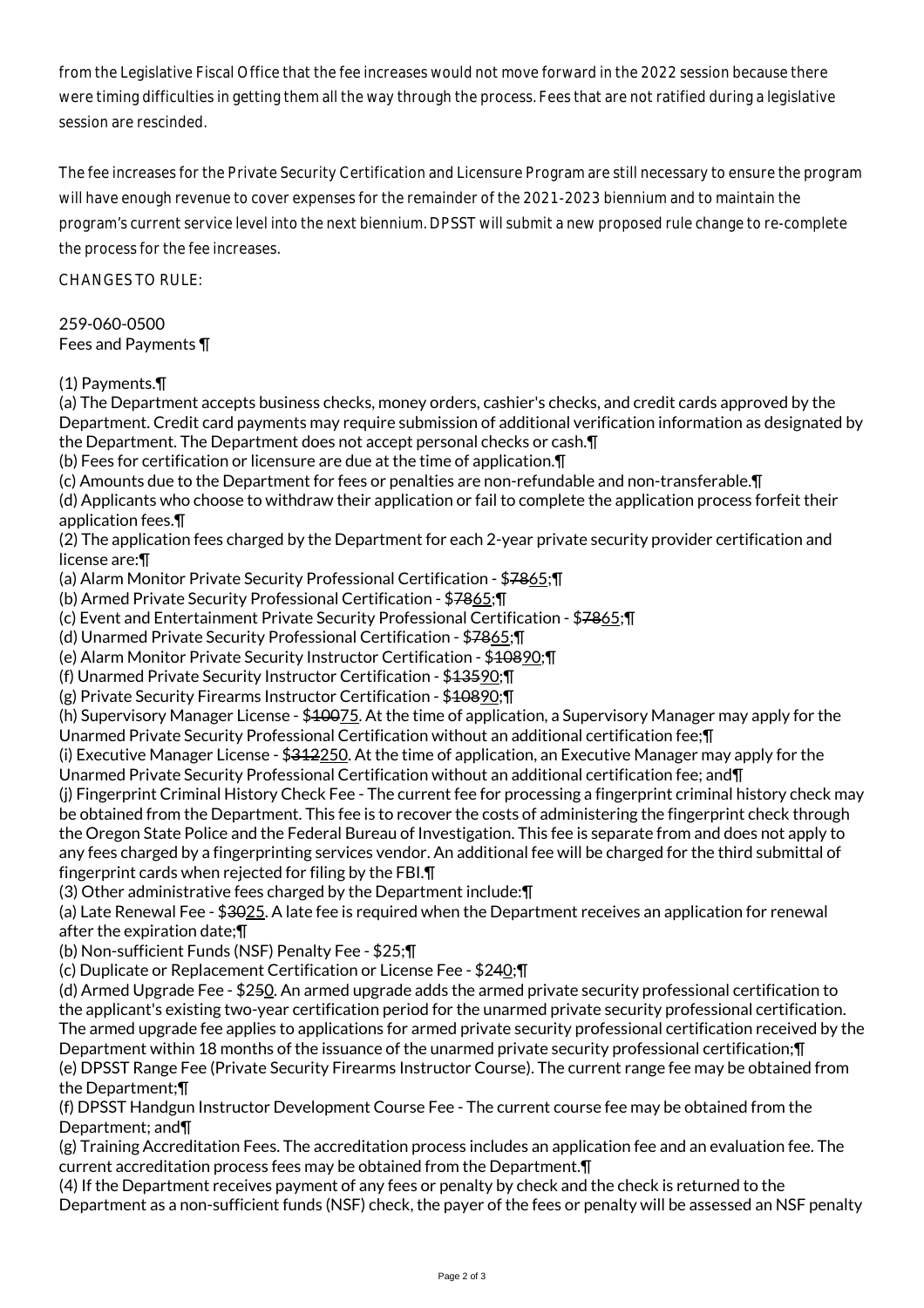from the Legislative Fiscal Office that the fee increases would not move forward in the 2022 session because there were timing difficulties in getting them all the way through the process. Fees that are not ratified during a legislative session are rescinded.

The fee increases for the Private Security Certification and Licensure Program are still necessary to ensure the program will have enough revenue to cover expenses for the remainder of the 2021-2023 biennium and to maintain the program's current service level into the next biennium. DPSST will submit a new proposed rule change to re-complete the process for the fee increases.

CHANGES TO RULE:

259-060-0500
Fees and Payments ¶

(1) Payments.¶
(a) The Department accepts business checks, money orders, cashier's checks, and credit cards approved by the Department. Credit card payments may require submission of additional verification information as designated by the Department. The Department does not accept personal checks or cash.¶
(b) Fees for certification or licensure are due at the time of application.¶
(c) Amounts due to the Department for fees or penalties are non-refundable and non-transferable.¶
(d) Applicants who choose to withdraw their application or fail to complete the application process forfeit their application fees.¶
(2) The application fees charged by the Department for each 2-year private security provider certification and license are:¶
(a) Alarm Monitor Private Security Professional Certification - $~~78~~65;¶
(b) Armed Private Security Professional Certification - $~~78~~65;¶
(c) Event and Entertainment Private Security Professional Certification - $~~78~~65;¶
(d) Unarmed Private Security Professional Certification - $~~78~~65;¶
(e) Alarm Monitor Private Security Instructor Certification - $~~108~~90;¶
(f) Unarmed Private Security Instructor Certification - $~~135~~90;¶
(g) Private Security Firearms Instructor Certification - $~~108~~90;¶
(h) Supervisory Manager License - $~~100~~75. At the time of application, a Supervisory Manager may apply for the Unarmed Private Security Professional Certification without an additional certification fee;¶
(i) Executive Manager License - $~~312~~250. At the time of application, an Executive Manager may apply for the Unarmed Private Security Professional Certification without an additional certification fee; and¶
(j) Fingerprint Criminal History Check Fee - The current fee for processing a fingerprint criminal history check may be obtained from the Department. This fee is to recover the costs of administering the fingerprint check through the Oregon State Police and the Federal Bureau of Investigation. This fee is separate from and does not apply to any fees charged by a fingerprinting services vendor. An additional fee will be charged for the third submittal of fingerprint cards when rejected for filing by the FBI.¶
(3) Other administrative fees charged by the Department include:¶
(a) Late Renewal Fee - $~~30~~25. A late fee is required when the Department receives an application for renewal after the expiration date;¶
(b) Non-sufficient Funds (NSF) Penalty Fee - $25;¶
(c) Duplicate or Replacement Certification or License Fee - $2~~4~~0;¶
(d) Armed Upgrade Fee - $2~~5~~0. An armed upgrade adds the armed private security professional certification to the applicant's existing two-year certification period for the unarmed private security professional certification. The armed upgrade fee applies to applications for armed private security professional certification received by the Department within 18 months of the issuance of the unarmed private security professional certification;¶
(e) DPSST Range Fee (Private Security Firearms Instructor Course). The current range fee may be obtained from the Department;¶
(f) DPSST Handgun Instructor Development Course Fee - The current course fee may be obtained from the Department; and¶
(g) Training Accreditation Fees. The accreditation process includes an application fee and an evaluation fee. The current accreditation process fees may be obtained from the Department.¶
(4) If the Department receives payment of any fees or penalty by check and the check is returned to the Department as a non-sufficient funds (NSF) check, the payer of the fees or penalty will be assessed an NSF penalty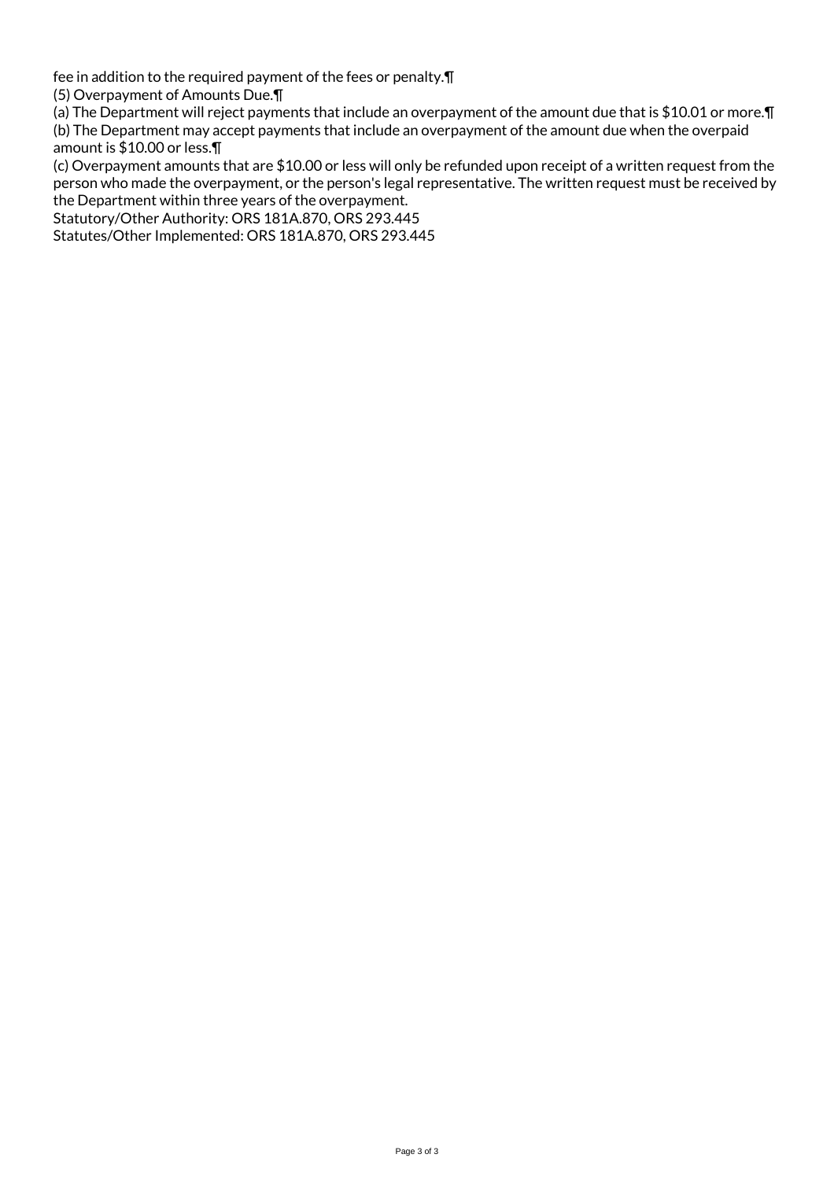fee in addition to the required payment of the fees or penalty.¶

(5) Overpayment of Amounts Due.¶

(a) The Department will reject payments that include an overpayment of the amount due that is $10.01 or more.¶

(b) The Department may accept payments that include an overpayment of the amount due when the overpaid amount is $10.00 or less.¶

(c) Overpayment amounts that are $10.00 or less will only be refunded upon receipt of a written request from the person who made the overpayment, or the person's legal representative. The written request must be received by the Department within three years of the overpayment.

Statutory/Other Authority: ORS 181A.870, ORS 293.445

Statutes/Other Implemented: ORS 181A.870, ORS 293.445